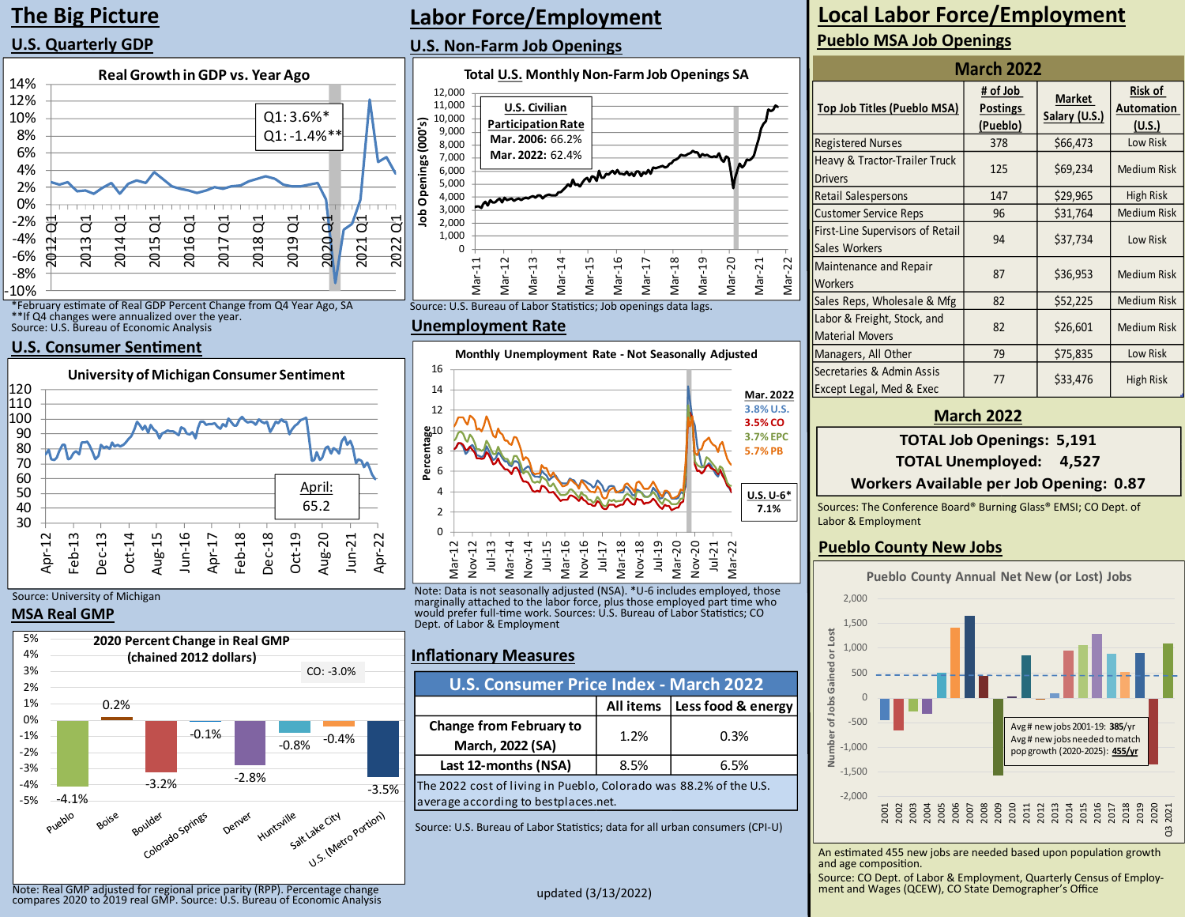# The Big Picture

## U.S. Quarterly GDP

**Real Growth in GDP vs. Year Ago**

Q1: 3.6%*
Q1: -1.4%**

*February estimate of Real GDP Percent Change from Q4 Year Ago, SA
**If Q4 changes were annualized over the year.
Source: U.S. Bureau of Economic Analysis

## U.S. Consumer Sentiment

**University of Michigan Consumer Sentiment**

April: 65.2

Source: University of Michigan

## MSA Real GMP

**2020 Percent Change in Real GMP (chained 2012 dollars)**

CO: -3.0%

| Area | Percent Change |
|---|---|
| Pueblo | -4.1% |
| Boise | 0.2% |
| Boulder | -3.2% |
| Colorado Springs | -0.1% |
| Denver | -2.8% |
| Huntsville | -0.8% |
| Salt Lake City | -0.4% |
| U.S. (Metro Portion) | -3.5% |

Note: Real GMP adjusted for regional price parity (RPP). Percentage change compares 2020 to 2019 real GMP. Source: U.S. Bureau of Economic Analysis

# Labor Force/Employment

## U.S. Non-Farm Job Openings

**Total U.S. Monthly Non-Farm Job Openings SA**

**U.S. Civilian Participation Rate**
**Mar. 2006: 66.2%**
**Mar. 2022: 62.4%**

Source: U.S. Bureau of Labor Statistics; Job openings data lags.

## Unemployment Rate

**Monthly Unemployment Rate - Not Seasonally Adjusted**

**Mar. 2022**
- 3.8% U.S.
- 3.5% CO
- 3.7% EPC
- 5.7% PB

**U.S. U-6*** 7.1%

Note: Data is not seasonally adjusted (NSA). *U-6 includes employed, those marginally attached to the labor force, plus those employed part time who would prefer full-time work. Sources: U.S. Bureau of Labor Statistics; CO Dept. of Labor & Employment

## Inflationary Measures

| U.S. Consumer Price Index - March 2022 | All items | Less food & energy |
|---|---|---|
| Change from February to March, 2022 (SA) | 1.2% | 0.3% |
| Last 12-months (NSA) | 8.5% | 6.5% |

The 2022 cost of living in Pueblo, Colorado was 88.2% of the U.S. average according to bestplaces.net.

Source: U.S. Bureau of Labor Statistics; data for all urban consumers (CPI-U)

updated (3/13/2022)

# Local Labor Force/Employment

## Pueblo MSA Job Openings

**March 2022**

| Top Job Titles (Pueblo MSA) | # of Job Postings (Pueblo) | Market Salary (U.S.) | Risk of Automation (U.S.) |
|---|---|---|---|
| Registered Nurses | 378 | $66,473 | Low Risk |
| Heavy & Tractor-Trailer Truck Drivers | 125 | $69,234 | Medium Risk |
| Retail Salespersons | 147 | $29,965 | High Risk |
| Customer Service Reps | 96 | $31,764 | Medium Risk |
| First-Line Supervisors of Retail Sales Workers | 94 | $37,734 | Low Risk |
| Maintenance and Repair Workers | 87 | $36,953 | Medium Risk |
| Sales Reps, Wholesale & Mfg | 82 | $52,225 | Medium Risk |
| Labor & Freight, Stock, and Material Movers | 82 | $26,601 | Medium Risk |
| Managers, All Other | 79 | $75,835 | Low Risk |
| Secretaries & Admin Assis Except Legal, Med & Exec | 77 | $33,476 | High Risk |

**March 2022**

**TOTAL Job Openings: 5,191**
**TOTAL Unemployed: 4,527**
**Workers Available per Job Opening: 0.87**

Sources: The Conference Board® Burning Glass® EMSI; CO Dept. of Labor & Employment

## Pueblo County New Jobs

**Pueblo County Annual Net New (or Lost) Jobs**

Avg # new jobs 2001-19: **385**/yr
Avg # new jobs needed to match pop growth (2020-2025): **455/yr**

An estimated 455 new jobs are needed based upon population growth and age composition.

Source: CO Dept. of Labor & Employment, Quarterly Census of Employment and Wages (QCEW), CO State Demographer's Office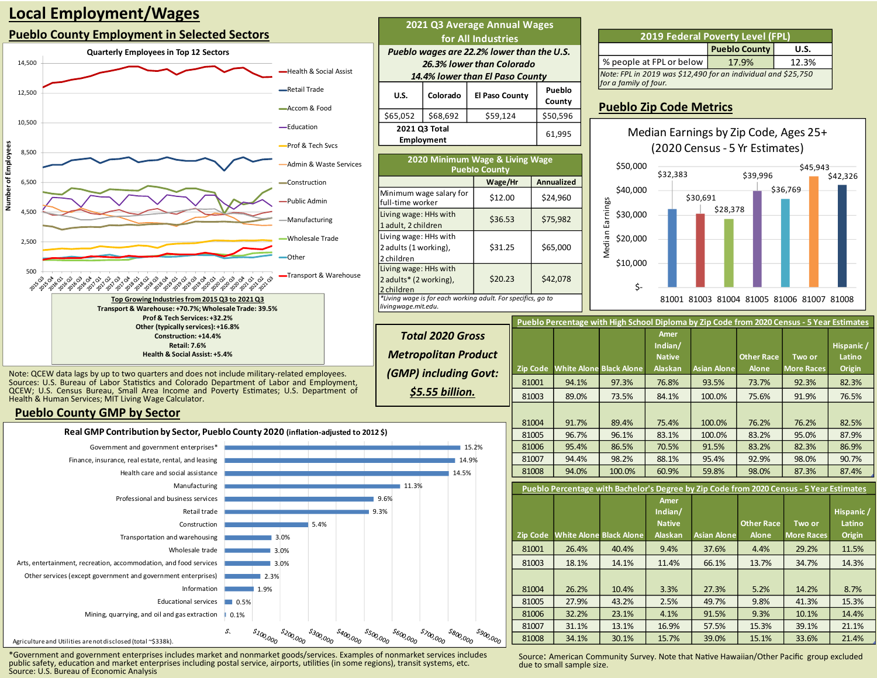# Local Employment/Wages

## Pueblo County Employment in Selected Sectors

**Quarterly Employees in Top 12 Sectors**

Legend: Health & Social Assist; Retail Trade; Accom & Food; Education; Prof & Tech Svcs; Admin & Waste Services; Construction; Public Admin; Manufacturing; Wholesale Trade; Other; Transport & Warehouse

**Top Growing Industries from 2015 Q3 to 2021 Q3**
Transport & Warehouse: +70.7%; Wholesale Trade: 39.5%
Prof & Tech Services: +32.2%
Other (typically services): +16.8%
Construction: +14.4%
Retail: 7.6%
Health & Social Assist: +5.4%

Note: QCEW data lags by up to two quarters and does not include military-related employees.
Sources: U.S. Bureau of Labor Statistics and Colorado Department of Labor and Employment, QCEW; U.S. Census Bureau, Small Area Income and Poverty Estimates; U.S. Department of Health & Human Services; MIT Living Wage Calculator.

### 2021 Q3 Average Annual Wages for All Industries

*Pueblo wages are 22.2% lower than the U.S.*
*26.3% lower than Colorado*
*14.4% lower than El Paso County*

| U.S. | Colorado | El Paso County | Pueblo County |
|---|---|---|---|
| $65,052 | $68,692 | $59,124 | $50,596 |
| 2021 Q3 Total Employment | | | 61,995 |

### 2020 Minimum Wage & Living Wage Pueblo County

| | Wage/Hr | Annualized |
|---|---|---|
| Minimum wage salary for full-time worker | $12.00 | $24,960 |
| Living wage: HHs with 1 adult, 2 children | $36.53 | $75,982 |
| Living wage: HHs with 2 adults (1 working), 2 children | $31.25 | $65,000 |
| Living wage: HHs with 2 adults* (2 working), 2 children | $20.23 | $42,078 |

*Living wage is for each working adult. For specifics, go to livingwage.mit.edu.

### 2019 Federal Poverty Level (FPL)

| | Pueblo County | U.S. |
|---|---|---|
| % people at FPL or below | 17.9% | 12.3% |

Note: FPL in 2019 was $12,490 for an individual and $25,750 for a family of four.

## Pueblo Zip Code Metrics

**Median Earnings by Zip Code, Ages 25+ (2020 Census - 5 Yr Estimates)**

| Zip Code | Median Earnings |
|---|---|
| 81001 | $32,383 |
| 81003 | $30,691 |
| 81004 | $28,378 |
| 81005 | $39,996 |
| 81006 | $36,769 |
| 81007 | $45,943 |
| 81008 | $42,326 |

***Total 2020 Gross Metropolitan Product (GMP) including Govt: $5.55 billion.***

### Pueblo Percentage with High School Diploma by Zip Code from 2020 Census - 5 Year Estimates

| Zip Code | White Alone | Black Alone | Amer Indian/ Native Alaskan | Asian Alone | Other Race Alone | Two or More Races | Hispanic / Latino Origin |
|---|---|---|---|---|---|---|---|
| 81001 | 94.1% | 97.3% | 76.8% | 93.5% | 73.7% | 92.3% | 82.3% |
| 81003 | 89.0% | 73.5% | 84.1% | 100.0% | 75.6% | 91.9% | 76.5% |
| 81004 | 91.7% | 89.4% | 75.4% | 100.0% | 76.2% | 76.2% | 82.5% |
| 81005 | 96.7% | 96.1% | 83.1% | 100.0% | 83.2% | 95.0% | 87.9% |
| 81006 | 95.4% | 86.5% | 70.5% | 91.5% | 83.2% | 82.3% | 86.9% |
| 81007 | 94.4% | 98.2% | 88.1% | 95.4% | 92.9% | 98.0% | 90.7% |
| 81008 | 94.0% | 100.0% | 60.9% | 59.8% | 98.0% | 87.3% | 87.4% |

### Pueblo Percentage with Bachelor's Degree by Zip Code from 2020 Census - 5 Year Estimates

| Zip Code | White Alone | Black Alone | Amer Indian/ Native Alaskan | Asian Alone | Other Race Alone | Two or More Races | Hispanic / Latino Origin |
|---|---|---|---|---|---|---|---|
| 81001 | 26.4% | 40.4% | 9.4% | 37.6% | 4.4% | 29.2% | 11.5% |
| 81003 | 18.1% | 14.1% | 11.4% | 66.1% | 13.7% | 34.7% | 14.3% |
| 81004 | 26.2% | 10.4% | 3.3% | 27.3% | 5.2% | 14.2% | 8.7% |
| 81005 | 27.9% | 43.2% | 2.5% | 49.7% | 9.8% | 41.3% | 15.3% |
| 81006 | 32.2% | 23.1% | 4.1% | 91.5% | 9.3% | 10.1% | 14.4% |
| 81007 | 31.1% | 13.1% | 16.9% | 57.5% | 15.3% | 39.1% | 21.1% |
| 81008 | 34.1% | 30.1% | 15.7% | 39.0% | 15.1% | 33.6% | 21.4% |

Source: American Community Survey. Note that Native Hawaiian/Other Pacific group excluded due to small sample size.

## Pueblo County GMP by Sector

**Real GMP Contribution by Sector, Pueblo County 2020 (inflation-adjusted to 2012 $)**

| Sector | Share |
|---|---|
| Government and government enterprises* | 15.2% |
| Finance, insurance, real estate, rental, and leasing | 14.9% |
| Health care and social assistance | 14.5% |
| Manufacturing | 11.3% |
| Professional and business services | 9.6% |
| Retail trade | 9.3% |
| Construction | 5.4% |
| Transportation and warehousing | 3.0% |
| Wholesale trade | 3.0% |
| Arts, entertainment, recreation, accommodation, and food services | 3.0% |
| Other services (except government and government enterprises) | 2.3% |
| Information | 1.9% |
| Educational services | 0.5% |
| Mining, quarrying, and oil and gas extraction | 0.1% |

Agriculture and Utilities are not disclosed (total ~$338k).

*Government and government enterprises includes market and nonmarket goods/services. Examples of nonmarket services includes public safety, education and market enterprises including postal service, airports, utilities (in some regions), transit systems, etc.
Source: U.S. Bureau of Economic Analysis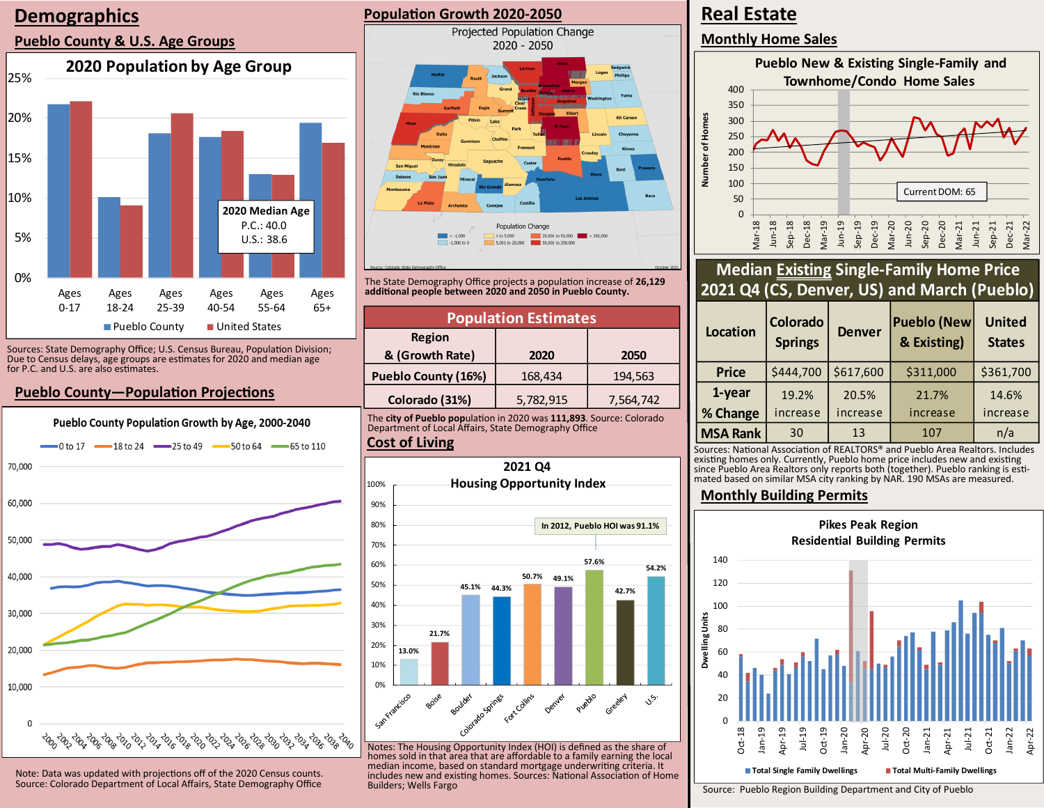# Demographics

## Pueblo County & U.S. Age Groups

**2020 Population by Age Group**

| Age Group | Pueblo County | United States |
|---|---|---|
| Ages 0-17 | | |
| Ages 18-24 | | |
| Ages 25-39 | | |
| Ages 40-54 | | |
| Ages 55-64 | | |
| Ages 65+ | | |

**2020 Median Age**
P.C.: 40.0
U.S.: 38.6

Sources: State Demography Office; U.S. Census Bureau, Population Division; Due to Census delays, age groups are estimates for 2020 and median age for P.C. and U.S. are also estimates.

## Pueblo County—Population Projections

**Pueblo County Population Growth by Age, 2000-2040**

Series: 0 to 17; 18 to 24; 25 to 49; 50 to 64; 65 to 110

Note: Data was updated with projections off of the 2020 Census counts. Source: Colorado Department of Local Affairs, State Demography Office

## Population Growth 2020-2050

Projected Population Change 2020 - 2050

Population Change: < -1,000; -1,000 to 0; 1 to 5,000; 5,001 to 20,000; 20,001 to 50,000; 50,001 to 200,000; > 200,000

The State Demography Office projects a population increase of 26,129 additional people between 2020 and 2050 in Pueblo County.

## Population Estimates

| Region & (Growth Rate) | 2020 | 2050 |
|---|---|---|
| Pueblo County (16%) | 168,434 | 194,563 |
| Colorado (31%) | 5,782,915 | 7,564,742 |

The **city of Pueblo pop**ulation in 2020 was **111,893**. Source: Colorado Department of Local Affairs, State Demography Office

## Cost of Living

**2021 Q4 Housing Opportunity Index**

In 2012, Pueblo HOI was 91.1%

| Location | HOI |
|---|---|
| San Francisco | 13.0% |
| Boise | 21.7% |
| Boulder | 45.1% |
| Colorado Springs | 44.3% |
| Fort Collins | 50.7% |
| Denver | 49.1% |
| Pueblo | 57.6% |
| Greeley | 42.7% |
| U.S. | 54.2% |

Notes: The Housing Opportunity Index (HOI) is defined as the share of homes sold in that area that are affordable to a family earning the local median income, based on standard mortgage underwriting criteria. It includes new and existing homes. Sources: National Association of Home Builders; Wells Fargo

# Real Estate

## Monthly Home Sales

**Pueblo New & Existing Single-Family and Townhome/Condo Home Sales**

Current DOM: 65

## Median Existing Single-Family Home Price 2021 Q4 (CS, Denver, US) and March (Pueblo)

| Location | Colorado Springs | Denver | Pueblo (New & Existing) | United States |
|---|---|---|---|---|
| Price | $444,700 | $617,600 | $311,000 | $361,700 |
| 1-year % Change | 19.2% increase | 20.5% increase | 21.7% increase | 14.6% increase |
| MSA Rank | 30 | 13 | 107 | n/a |

Sources: National Association of REALTORS® and Pueblo Area Realtors. Includes existing homes only. Currently, Pueblo home price includes new and existing since Pueblo Area Realtors only reports both (together). Pueblo ranking is estimated based on similar MSA city ranking by NAR. 190 MSAs are measured.

## Monthly Building Permits

**Pikes Peak Region Residential Building Permits**

Series: Total Single Family Dwellings; Total Multi-Family Dwellings

Source: Pueblo Region Building Department and City of Pueblo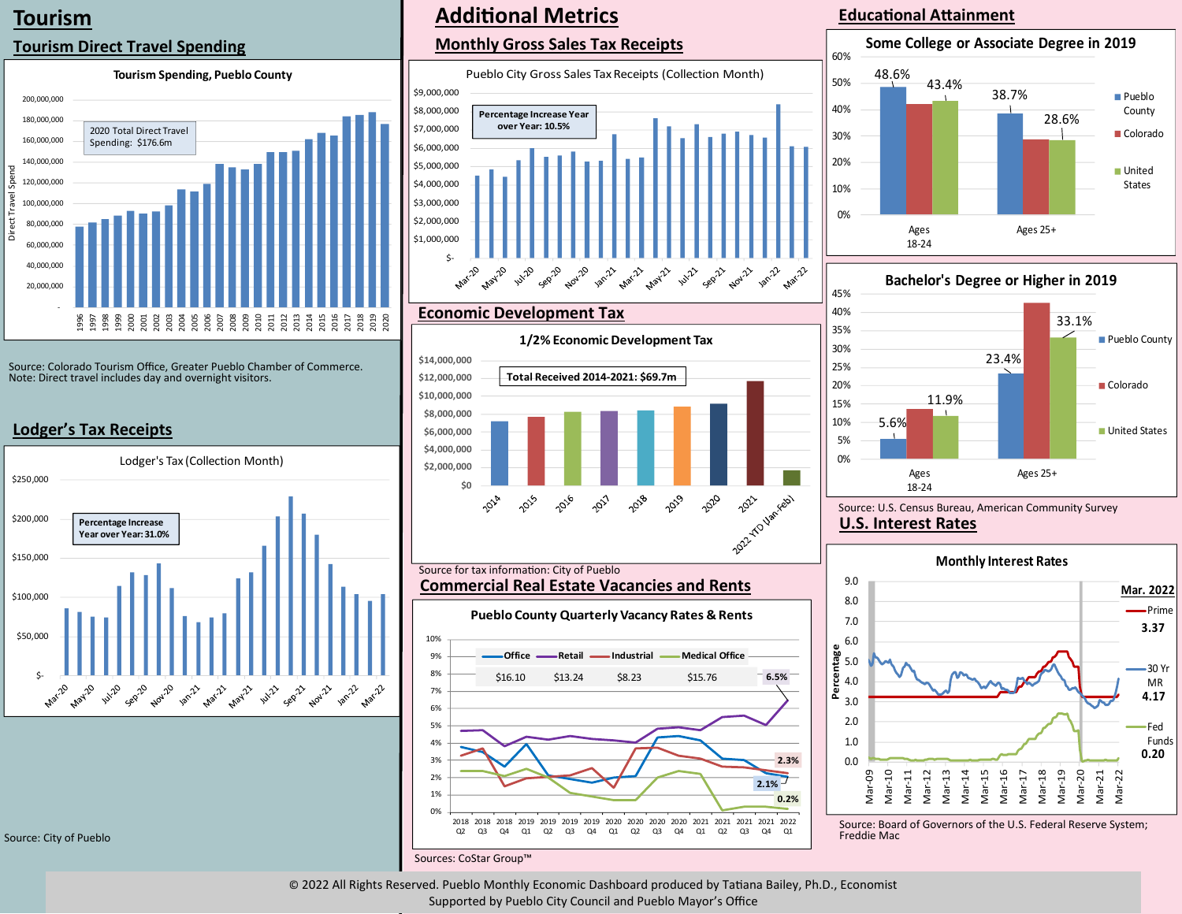# Tourism

## Tourism Direct Travel Spending

Tourism Spending, Pueblo County

2020 Total Direct Travel Spending: $176.6m

Direct Travel Spend

200,000,000
180,000,000
160,000,000
140,000,000
120,000,000
100,000,000
80,000,000
60,000,000
40,000,000
20,000,000
-

1996 1997 1998 1999 2000 2001 2002 2003 2004 2005 2006 2007 2008 2009 2010 2011 2012 2013 2014 2015 2016 2017 2018 2019 2020

Source: Colorado Tourism Office, Greater Pueblo Chamber of Commerce.
Note: Direct travel includes day and overnight visitors.

## Lodger's Tax Receipts

Lodger's Tax (Collection Month)

Percentage Increase Year over Year: 31.0%

$250,000
$200,000
$150,000
$100,000
$50,000
$-

Mar-20 May-20 Jul-20 Sep-20 Nov-20 Jan-21 Mar-21 May-21 Jul-21 Sep-21 Nov-21 Jan-22 Mar-22

Source: City of Pueblo

# Additional Metrics

## Monthly Gross Sales Tax Receipts

Pueblo City Gross Sales Tax Receipts (Collection Month)

Percentage Increase Year over Year: 10.5%

$9,000,000
$8,000,000
$7,000,000
$6,000,000
$5,000,000
$4,000,000
$3,000,000
$2,000,000
$1,000,000
$-

Mar-20 May-20 Jul-20 Sep-20 Nov-20 Jan-21 Mar-21 May-21 Jul-21 Sep-21 Nov-21 Jan-22 Mar-22

## Economic Development Tax

1/2% Economic Development Tax

Total Received 2014-2021: $69.7m

$14,000,000
$12,000,000
$10,000,000
$8,000,000
$6,000,000
$4,000,000
$2,000,000
$0

2014 2015 2016 2017 2018 2019 2020 2021 2022 YTD (Jan-Feb)

Source for tax information: City of Pueblo

## Commercial Real Estate Vacancies and Rents

Pueblo County Quarterly Vacancy Rates & Rents

Office $16.10
Retail $13.24
Industrial $8.23
Medical Office $15.76

6.5%
2.3%
2.1%
0.2%

10%
9%
8%
7%
6%
5%
4%
3%
2%
1%
0%

2018 Q2, 2018 Q3, 2018 Q4, 2019 Q1, 2019 Q2, 2019 Q3, 2019 Q4, 2020 Q1, 2020 Q2, 2020 Q3, 2020 Q4, 2021 Q1, 2021 Q2, 2021 Q3, 2021 Q4, 2022 Q1

Sources: CoStar Group™

## Educational Attainment

Some College or Associate Degree in 2019

60%
50%
40%
30%
20%
10%
0%

Ages 18-24: 48.6%, 43.4%
Ages 25+: 38.7%, 28.6%

Pueblo County
Colorado
United States

Bachelor's Degree or Higher in 2019

45%
40%
35%
30%
25%
20%
15%
10%
5%
0%

Ages 18-24: 5.6%, 11.9%
Ages 25+: 23.4%, 33.1%

Pueblo County
Colorado
United States

Source: U.S. Census Bureau, American Community Survey

## U.S. Interest Rates

Monthly Interest Rates

Percentage

9.0
8.0
7.0
6.0
5.0
4.0
3.0
2.0
1.0
0.0

Mar-09 Mar-10 Mar-11 Mar-12 Mar-13 Mar-14 Mar-15 Mar-16 Mar-17 Mar-18 Mar-19 Mar-20 Mar-21 Mar-22

**Mar. 2022**

Prime 3.37

30 Yr MR 4.17

Fed Funds 0.20

Source: Board of Governors of the U.S. Federal Reserve System; Freddie Mac

© 2022 All Rights Reserved. Pueblo Monthly Economic Dashboard produced by Tatiana Bailey, Ph.D., Economist
Supported by Pueblo City Council and Pueblo Mayor's Office